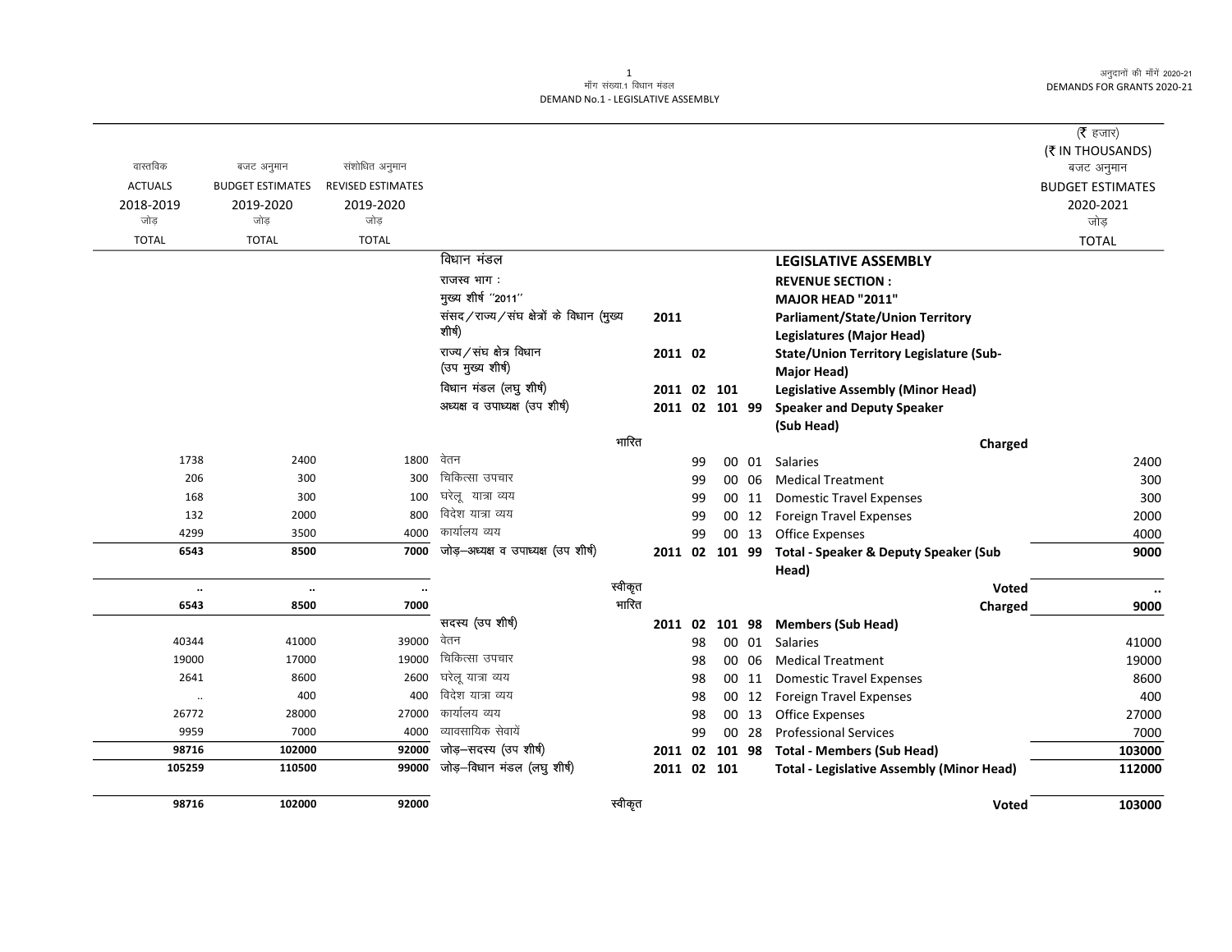माँग संख्या.1 विधान मंडल
DEMAND No.1 - LEGISLATIVE ASSEMBLY

अनुदानों की माँगें 2020-21
DEMANDS FOR GRANTS 2020-21

(₹ हजार)
(₹ IN THOUSANDS)

| वास्तविक ACTUALS 2018-2019 जोड़ TOTAL | बजट अनुमान BUDGET ESTIMATES 2019-2020 जोड़ TOTAL | संशोधित अनुमान REVISED ESTIMATES 2019-2020 जोड़ TOTAL | | | | बजट अनुमान BUDGET ESTIMATES 2020-2021 जोड़ TOTAL |
|---|---|---|---|---|---|---|
| | | | विधान मंडल | | **LEGISLATIVE ASSEMBLY** | |
| | | | राजस्व भाग : | | **REVENUE SECTION :** | |
| | | | मुख्य शीर्ष "2011" | | **MAJOR HEAD "2011"** | |
| | | | संसद/राज्य/संघ क्षेत्रों के विधान (मुख्य शीर्ष) | **2011** | **Parliament/State/Union Territory Legislatures (Major Head)** | |
| | | | राज्य/संघ क्षेत्र विधान (उप मुख्य शीर्ष) | **2011 02** | **State/Union Territory Legislature (Sub-Major Head)** | |
| | | | विधान मंडल (लघु शीर्ष) | **2011 02 101** | **Legislative Assembly (Minor Head)** | |
| | | | अध्यक्ष व उपाध्यक्ष (उप शीर्ष) | **2011 02 101 99** | **Speaker and Deputy Speaker (Sub Head)** | |
| | | | भारित | | **Charged** | |
| 1738 | 2400 | 1800 | वेतन | 99 00 01 | Salaries | 2400 |
| 206 | 300 | 300 | चिकित्सा उपचार | 99 00 06 | Medical Treatment | 300 |
| 168 | 300 | 100 | घरेलू यात्रा व्यय | 99 00 11 | Domestic Travel Expenses | 300 |
| 132 | 2000 | 800 | विदेश यात्रा व्यय | 99 00 12 | Foreign Travel Expenses | 2000 |
| 4299 | 3500 | 4000 | कार्यालय व्यय | 99 00 13 | Office Expenses | 4000 |
| **6543** | **8500** | **7000** | जोड़–अध्यक्ष व उपाध्यक्ष (उप शीर्ष) | **2011 02 101 99** | **Total - Speaker & Deputy Speaker (Sub Head)** | **9000** |
| .. | .. | .. | स्वीकृत | | **Voted** | .. |
| **6543** | **8500** | **7000** | भारित | | **Charged** | **9000** |
| | | | सदस्य (उप शीर्ष) | **2011 02 101 98** | **Members (Sub Head)** | |
| 40344 | 41000 | 39000 | वेतन | 98 00 01 | Salaries | 41000 |
| 19000 | 17000 | 19000 | चिकित्सा उपचार | 98 00 06 | Medical Treatment | 19000 |
| 2641 | 8600 | 2600 | घरेलू यात्रा व्यय | 98 00 11 | Domestic Travel Expenses | 8600 |
| .. | 400 | 400 | विदेश यात्रा व्यय | 98 00 12 | Foreign Travel Expenses | 400 |
| 26772 | 28000 | 27000 | कार्यालय व्यय | 98 00 13 | Office Expenses | 27000 |
| 9959 | 7000 | 4000 | व्यावसायिक सेवायें | 99 00 28 | Professional Services | 7000 |
| **98716** | **102000** | **92000** | जोड़–सदस्य (उप शीर्ष) | **2011 02 101 98** | **Total - Members (Sub Head)** | **103000** |
| **105259** | **110500** | **99000** | जोड़–विधान मंडल (लघु शीर्ष) | **2011 02 101** | **Total - Legislative Assembly (Minor Head)** | **112000** |
| **98716** | **102000** | **92000** | स्वीकृत | | **Voted** | **103000** |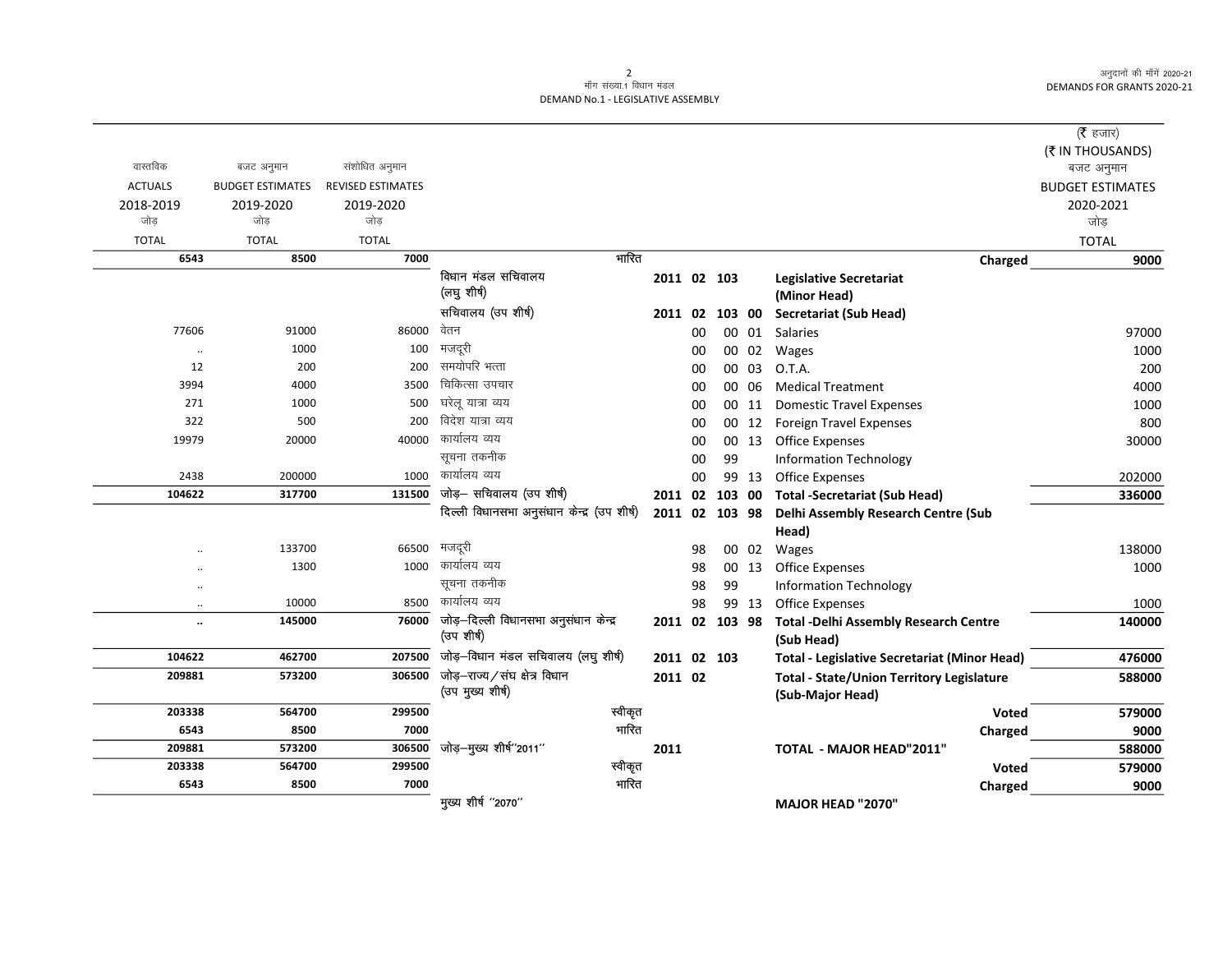माँग संख्या.1 विधान मंडल
DEMAND No.1 - LEGISLATIVE ASSEMBLY

अनुदानों की माँगें 2020-21
DEMANDS FOR GRANTS 2020-21

(₹ हजार)
(₹ IN THOUSANDS)

| वास्तविक ACTUALS 2018-2019 जोड़ TOTAL | बजट अनुमान BUDGET ESTIMATES 2019-2020 जोड़ TOTAL | संशोधित अनुमान REVISED ESTIMATES 2019-2020 जोड़ TOTAL | | | | | | | बजट अनुमान BUDGET ESTIMATES 2020-2021 जोड़ TOTAL |
|---|---|---|---|---|---|---|---|---|---|
| **6543** | **8500** | **7000** | भारित | | | | | **Charged** | **9000** |
| | | | विधान मंडल सचिवालय (लघु शीर्ष) | 2011 | 02 | 103 | | **Legislative Secretariat (Minor Head)** | |
| | | | सचिवालय (उप शीर्ष) | 2011 | 02 | 103 | 00 | **Secretariat (Sub Head)** | |
| 77606 | 91000 | 86000 | वेतन | | 00 | 00 | 01 | Salaries | 97000 |
| .. | 1000 | 100 | मजदूरी | | 00 | 00 | 02 | Wages | 1000 |
| 12 | 200 | 200 | समयोपरि भत्ता | | 00 | 00 | 03 | O.T.A. | 200 |
| 3994 | 4000 | 3500 | चिकित्सा उपचार | | 00 | 00 | 06 | Medical Treatment | 4000 |
| 271 | 1000 | 500 | घरेलू यात्रा व्यय | | 00 | 00 | 11 | Domestic Travel Expenses | 1000 |
| 322 | 500 | 200 | विदेश यात्रा व्यय | | 00 | 00 | 12 | Foreign Travel Expenses | 800 |
| 19979 | 20000 | 40000 | कार्यालय व्यय | | 00 | 00 | 13 | Office Expenses | 30000 |
| | | | सूचना तकनीक | | 00 | 99 | | Information Technology | |
| 2438 | 200000 | 1000 | कार्यालय व्यय | | 00 | 99 | 13 | Office Expenses | 202000 |
| **104622** | **317700** | **131500** | जोड़– सचिवालय (उप शीर्ष) | 2011 | 02 | 103 | 00 | **Total -Secretariat (Sub Head)** | **336000** |
| | | | दिल्ली विधानसभा अनुसंधान केन्द्र (उप शीर्ष) | 2011 | 02 | 103 | 98 | **Delhi Assembly Research Centre (Sub Head)** | |
| .. | 133700 | 66500 | मजदूरी | | 98 | 00 | 02 | Wages | 138000 |
| .. | 1300 | 1000 | कार्यालय व्यय | | 98 | 00 | 13 | Office Expenses | 1000 |
| .. | | | सूचना तकनीक | | 98 | 99 | | Information Technology | |
| .. | 10000 | 8500 | कार्यालय व्यय | | 98 | 99 | 13 | Office Expenses | 1000 |
| **..** | **145000** | **76000** | जोड़–दिल्ली विधानसभा अनुसंधान केन्द्र (उप शीर्ष) | 2011 | 02 | 103 | 98 | **Total -Delhi Assembly Research Centre (Sub Head)** | **140000** |
| **104622** | **462700** | **207500** | जोड़–विधान मंडल सचिवालय (लघु शीर्ष) | 2011 | 02 | 103 | | **Total - Legislative Secretariat (Minor Head)** | **476000** |
| **209881** | **573200** | **306500** | जोड़–राज्य/संघ क्षेत्र विधान (उप मुख्य शीर्ष) | 2011 | 02 | | | **Total - State/Union Territory Legislature (Sub-Major Head)** | **588000** |
| **203338** | **564700** | **299500** | स्वीकृत | | | | | **Voted** | **579000** |
| **6543** | **8500** | **7000** | भारित | | | | | **Charged** | **9000** |
| **209881** | **573200** | **306500** | जोड़–मुख्य शीर्ष"2011" | 2011 | | | | **TOTAL - MAJOR HEAD"2011"** | **588000** |
| **203338** | **564700** | **299500** | स्वीकृत | | | | | **Voted** | **579000** |
| **6543** | **8500** | **7000** | भारित | | | | | **Charged** | **9000** |
| | | | मुख्य शीर्ष "2070" | | | | | **MAJOR HEAD "2070"** | |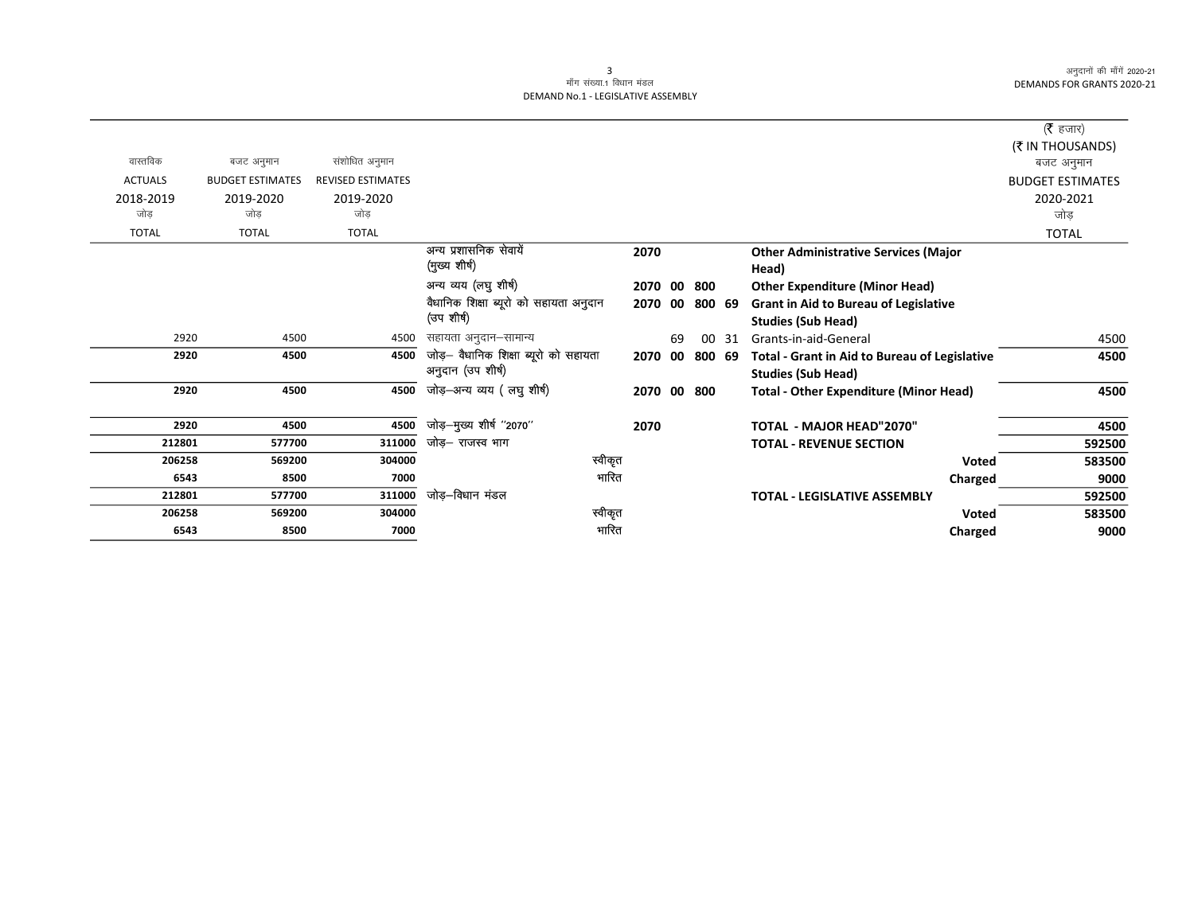माँग संख्या.1 विधान मंडल
DEMAND No.1 - LEGISLATIVE ASSEMBLY

अनुदानों की माँगें 2020-21
DEMANDS FOR GRANTS 2020-21

(₹ हजार)
(₹ IN THOUSANDS)

| वास्तविक ACTUALS 2018-2019 जोड़ TOTAL | बजट अनुमान BUDGET ESTIMATES 2019-2020 जोड़ TOTAL | संशोधित अनुमान REVISED ESTIMATES 2019-2020 जोड़ TOTAL | | | | बजट अनुमान BUDGET ESTIMATES 2020-2021 जोड़ TOTAL |
|---|---|---|---|---|---|---|
| | | | अन्य प्रशासनिक सेवायें (मुख्य शीर्ष) | 2070 | **Other Administrative Services (Major Head)** | |
| | | | अन्य व्यय (लघु शीर्ष) | **2070 00 800** | **Other Expenditure (Minor Head)** | |
| | | | वैधानिक शिक्षा ब्यूरो को सहायता अनुदान (उप शीर्ष) | **2070 00 800 69** | **Grant in Aid to Bureau of Legislative Studies (Sub Head)** | |
| 2920 | 4500 | 4500 | सहायता अनुदान–सामान्य | 69 00 31 | Grants-in-aid-General | 4500 |
| **2920** | **4500** | **4500** | जोड़– वैधानिक शिक्षा ब्यूरो को सहायता अनुदान (उप शीर्ष) | **2070 00 800 69** | **Total - Grant in Aid to Bureau of Legislative Studies (Sub Head)** | **4500** |
| **2920** | **4500** | **4500** | जोड़–अन्य व्यय ( लघु शीर्ष) | **2070 00 800** | **Total - Other Expenditure (Minor Head)** | **4500** |
| **2920** | **4500** | **4500** | जोड़–मुख्य शीर्ष ''2070'' | **2070** | **TOTAL - MAJOR HEAD"2070"** | **4500** |
| **212801** | **577700** | **311000** | जोड़– राजस्व भाग | | **TOTAL - REVENUE SECTION** | **592500** |
| **206258** | **569200** | **304000** | स्वीकृत | | **Voted** | **583500** |
| **6543** | **8500** | **7000** | भारित | | **Charged** | **9000** |
| **212801** | **577700** | **311000** | जोड़–विधान मंडल | | **TOTAL - LEGISLATIVE ASSEMBLY** | **592500** |
| **206258** | **569200** | **304000** | स्वीकृत | | **Voted** | **583500** |
| **6543** | **8500** | **7000** | भारित | | **Charged** | **9000** |